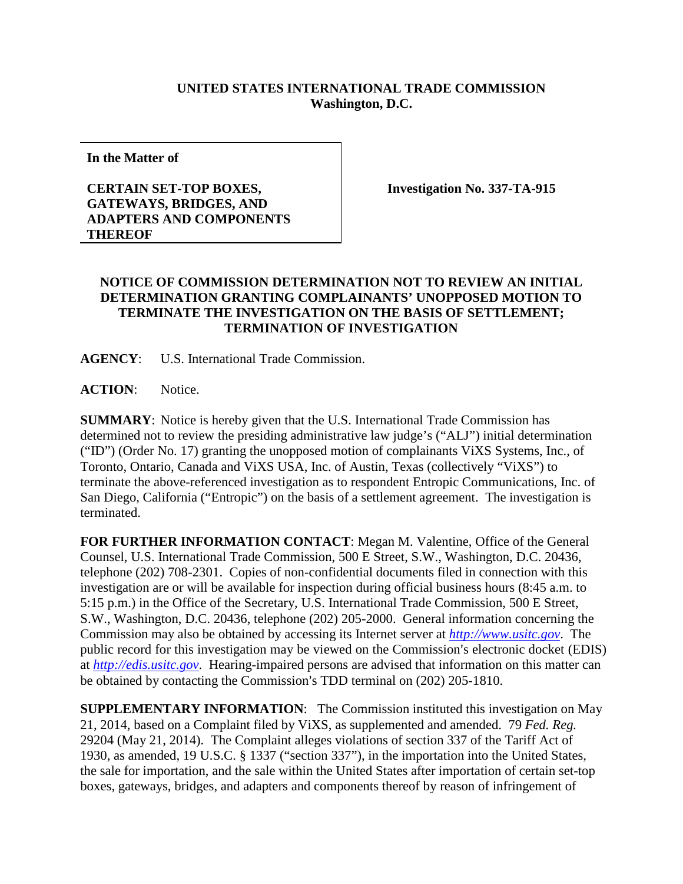**UNITED STATES INTERNATIONAL TRADE COMMISSION**
**Washington, D.C.**

| In the Matter of **CERTAIN SET-TOP BOXES, GATEWAYS, BRIDGES, AND ADAPTERS AND COMPONENTS THEREOF** | **Investigation No. 337-TA-915** |
|---|---|

**NOTICE OF COMMISSION DETERMINATION NOT TO REVIEW AN INITIAL DETERMINATION GRANTING COMPLAINANTS' UNOPPOSED MOTION TO TERMINATE THE INVESTIGATION ON THE BASIS OF SETTLEMENT; TERMINATION OF INVESTIGATION**

**AGENCY**: U.S. International Trade Commission.

**ACTION**: Notice.

**SUMMARY**: Notice is hereby given that the U.S. International Trade Commission has determined not to review the presiding administrative law judge's ("ALJ") initial determination ("ID") (Order No. 17) granting the unopposed motion of complainants ViXS Systems, Inc., of Toronto, Ontario, Canada and ViXS USA, Inc. of Austin, Texas (collectively "ViXS") to terminate the above-referenced investigation as to respondent Entropic Communications, Inc. of San Diego, California ("Entropic") on the basis of a settlement agreement. The investigation is terminated.

**FOR FURTHER INFORMATION CONTACT**: Megan M. Valentine, Office of the General Counsel, U.S. International Trade Commission, 500 E Street, S.W., Washington, D.C. 20436, telephone (202) 708-2301. Copies of non-confidential documents filed in connection with this investigation are or will be available for inspection during official business hours (8:45 a.m. to 5:15 p.m.) in the Office of the Secretary, U.S. International Trade Commission, 500 E Street, S.W., Washington, D.C. 20436, telephone (202) 205-2000. General information concerning the Commission may also be obtained by accessing its Internet server at *http://www.usitc.gov*. The public record for this investigation may be viewed on the Commission's electronic docket (EDIS) at *http://edis.usitc.gov*. Hearing-impaired persons are advised that information on this matter can be obtained by contacting the Commission's TDD terminal on (202) 205-1810.

**SUPPLEMENTARY INFORMATION**: The Commission instituted this investigation on May 21, 2014, based on a Complaint filed by ViXS, as supplemented and amended. 79 *Fed. Reg.* 29204 (May 21, 2014). The Complaint alleges violations of section 337 of the Tariff Act of 1930, as amended, 19 U.S.C. § 1337 ("section 337"), in the importation into the United States, the sale for importation, and the sale within the United States after importation of certain set-top boxes, gateways, bridges, and adapters and components thereof by reason of infringement of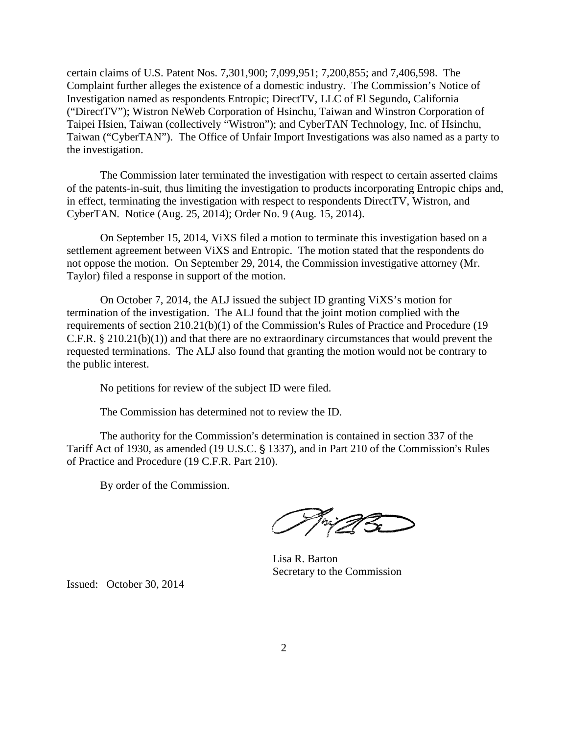certain claims of U.S. Patent Nos. 7,301,900; 7,099,951; 7,200,855; and 7,406,598. The Complaint further alleges the existence of a domestic industry. The Commission's Notice of Investigation named as respondents Entropic; DirectTV, LLC of El Segundo, California ("DirectTV"); Wistron NeWeb Corporation of Hsinchu, Taiwan and Winstron Corporation of Taipei Hsien, Taiwan (collectively "Wistron"); and CyberTAN Technology, Inc. of Hsinchu, Taiwan ("CyberTAN"). The Office of Unfair Import Investigations was also named as a party to the investigation.

The Commission later terminated the investigation with respect to certain asserted claims of the patents-in-suit, thus limiting the investigation to products incorporating Entropic chips and, in effect, terminating the investigation with respect to respondents DirectTV, Wistron, and CyberTAN. Notice (Aug. 25, 2014); Order No. 9 (Aug. 15, 2014).

On September 15, 2014, ViXS filed a motion to terminate this investigation based on a settlement agreement between ViXS and Entropic. The motion stated that the respondents do not oppose the motion. On September 29, 2014, the Commission investigative attorney (Mr. Taylor) filed a response in support of the motion.

On October 7, 2014, the ALJ issued the subject ID granting ViXS's motion for termination of the investigation. The ALJ found that the joint motion complied with the requirements of section 210.21(b)(1) of the Commission's Rules of Practice and Procedure (19 C.F.R. § 210.21(b)(1)) and that there are no extraordinary circumstances that would prevent the requested terminations. The ALJ also found that granting the motion would not be contrary to the public interest.

No petitions for review of the subject ID were filed.

The Commission has determined not to review the ID.

The authority for the Commission's determination is contained in section 337 of the Tariff Act of 1930, as amended (19 U.S.C. § 1337), and in Part 210 of the Commission's Rules of Practice and Procedure (19 C.F.R. Part 210).

By order of the Commission.

Lisa R. Barton
Secretary to the Commission

Issued: October 30, 2014